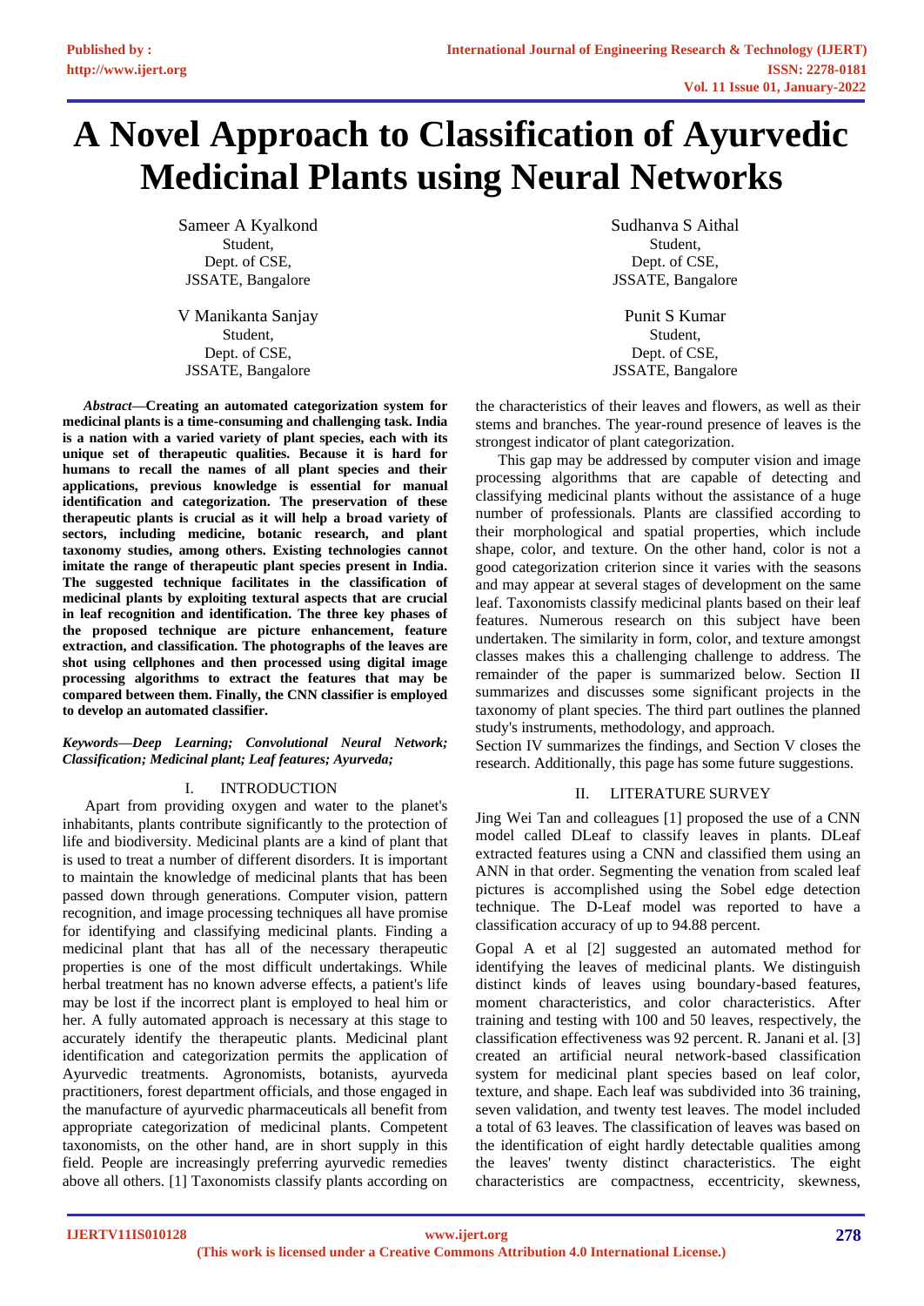# A Novel Approach to Classification of Ayurvedic Medicinal Plants using Neural Networks

Sameer A Kyalkond
Student,
Dept. of CSE,
JSSATE, Bangalore

Sudhanva S Aithal
Student,
Dept. of CSE,
JSSATE, Bangalore

V Manikanta Sanjay
Student,
Dept. of CSE,
JSSATE, Bangalore

Punit S Kumar
Student,
Dept. of CSE,
JSSATE, Bangalore

***Abstract*—Creating an automated categorization system for medicinal plants is a time-consuming and challenging task. India is a nation with a varied variety of plant species, each with its unique set of therapeutic qualities. Because it is hard for humans to recall the names of all plant species and their applications, previous knowledge is essential for manual identification and categorization. The preservation of these therapeutic plants is crucial as it will help a broad variety of sectors, including medicine, botanic research, and plant taxonomy studies, among others. Existing technologies cannot imitate the range of therapeutic plant species present in India. The suggested technique facilitates in the classification of medicinal plants by exploiting textural aspects that are crucial in leaf recognition and identification. The three key phases of the proposed technique are picture enhancement, feature extraction, and classification. The photographs of the leaves are shot using cellphones and then processed using digital image processing algorithms to extract the features that may be compared between them. Finally, the CNN classifier is employed to develop an automated classifier.**

***Keywords—Deep Learning; Convolutional Neural Network; Classification; Medicinal plant; Leaf features; Ayurveda;***

## I. INTRODUCTION

Apart from providing oxygen and water to the planet's inhabitants, plants contribute significantly to the protection of life and biodiversity. Medicinal plants are a kind of plant that is used to treat a number of different disorders. It is important to maintain the knowledge of medicinal plants that has been passed down through generations. Computer vision, pattern recognition, and image processing techniques all have promise for identifying and classifying medicinal plants. Finding a medicinal plant that has all of the necessary therapeutic properties is one of the most difficult undertakings. While herbal treatment has no known adverse effects, a patient's life may be lost if the incorrect plant is employed to heal him or her. A fully automated approach is necessary at this stage to accurately identify the therapeutic plants. Medicinal plant identification and categorization permits the application of Ayurvedic treatments. Agronomists, botanists, ayurveda practitioners, forest department officials, and those engaged in the manufacture of ayurvedic pharmaceuticals all benefit from appropriate categorization of medicinal plants. Competent taxonomists, on the other hand, are in short supply in this field. People are increasingly preferring ayurvedic remedies above all others. [1] Taxonomists classify plants according on the characteristics of their leaves and flowers, as well as their stems and branches. The year-round presence of leaves is the strongest indicator of plant categorization.

This gap may be addressed by computer vision and image processing algorithms that are capable of detecting and classifying medicinal plants without the assistance of a huge number of professionals. Plants are classified according to their morphological and spatial properties, which include shape, color, and texture. On the other hand, color is not a good categorization criterion since it varies with the seasons and may appear at several stages of development on the same leaf. Taxonomists classify medicinal plants based on their leaf features. Numerous research on this subject have been undertaken. The similarity in form, color, and texture amongst classes makes this a challenging challenge to address. The remainder of the paper is summarized below. Section II summarizes and discusses some significant projects in the taxonomy of plant species. The third part outlines the planned study's instruments, methodology, and approach.
Section IV summarizes the findings, and Section V closes the research. Additionally, this page has some future suggestions.

## II. LITERATURE SURVEY

Jing Wei Tan and colleagues [1] proposed the use of a CNN model called DLeaf to classify leaves in plants. DLeaf extracted features using a CNN and classified them using an ANN in that order. Segmenting the venation from scaled leaf pictures is accomplished using the Sobel edge detection technique. The D-Leaf model was reported to have a classification accuracy of up to 94.88 percent.

Gopal A et al [2] suggested an automated method for identifying the leaves of medicinal plants. We distinguish distinct kinds of leaves using boundary-based features, moment characteristics, and color characteristics. After training and testing with 100 and 50 leaves, respectively, the classification effectiveness was 92 percent. R. Janani et al. [3] created an artificial neural network-based classification system for medicinal plant species based on leaf color, texture, and shape. Each leaf was subdivided into 36 training, seven validation, and twenty test leaves. The model included a total of 63 leaves. The classification of leaves was based on the identification of eight hardly detectable qualities among the leaves' twenty distinct characteristics. The eight characteristics are compactness, eccentricity, skewness,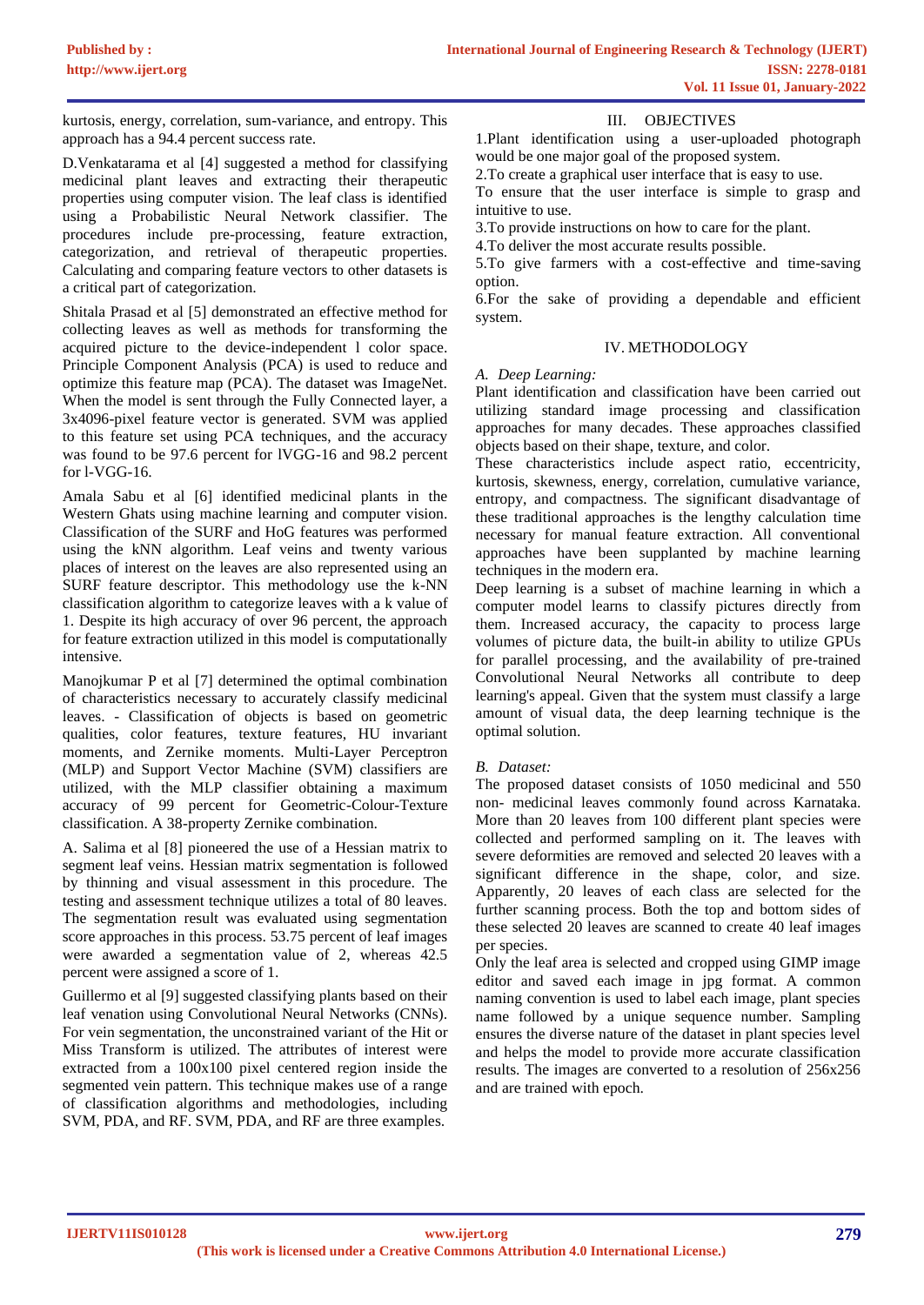kurtosis, energy, correlation, sum-variance, and entropy. This approach has a 94.4 percent success rate.

D.Venkatarama et al [4] suggested a method for classifying medicinal plant leaves and extracting their therapeutic properties using computer vision. The leaf class is identified using a Probabilistic Neural Network classifier. The procedures include pre-processing, feature extraction, categorization, and retrieval of therapeutic properties. Calculating and comparing feature vectors to other datasets is a critical part of categorization.

Shitala Prasad et al [5] demonstrated an effective method for collecting leaves as well as methods for transforming the acquired picture to the device-independent l color space. Principle Component Analysis (PCA) is used to reduce and optimize this feature map (PCA). The dataset was ImageNet. When the model is sent through the Fully Connected layer, a 3x4096-pixel feature vector is generated. SVM was applied to this feature set using PCA techniques, and the accuracy was found to be 97.6 percent for lVGG-16 and 98.2 percent for l-VGG-16.

Amala Sabu et al [6] identified medicinal plants in the Western Ghats using machine learning and computer vision. Classification of the SURF and HoG features was performed using the kNN algorithm. Leaf veins and twenty various places of interest on the leaves are also represented using an SURF feature descriptor. This methodology use the k-NN classification algorithm to categorize leaves with a k value of 1. Despite its high accuracy of over 96 percent, the approach for feature extraction utilized in this model is computationally intensive.

Manojkumar P et al [7] determined the optimal combination of characteristics necessary to accurately classify medicinal leaves. - Classification of objects is based on geometric qualities, color features, texture features, HU invariant moments, and Zernike moments. Multi-Layer Perceptron (MLP) and Support Vector Machine (SVM) classifiers are utilized, with the MLP classifier obtaining a maximum accuracy of 99 percent for Geometric-Colour-Texture classification. A 38-property Zernike combination.

A. Salima et al [8] pioneered the use of a Hessian matrix to segment leaf veins. Hessian matrix segmentation is followed by thinning and visual assessment in this procedure. The testing and assessment technique utilizes a total of 80 leaves. The segmentation result was evaluated using segmentation score approaches in this process. 53.75 percent of leaf images were awarded a segmentation value of 2, whereas 42.5 percent were assigned a score of 1.

Guillermo et al [9] suggested classifying plants based on their leaf venation using Convolutional Neural Networks (CNNs). For vein segmentation, the unconstrained variant of the Hit or Miss Transform is utilized. The attributes of interest were extracted from a 100x100 pixel centered region inside the segmented vein pattern. This technique makes use of a range of classification algorithms and methodologies, including SVM, PDA, and RF. SVM, PDA, and RF are three examples.

## III. OBJECTIVES

1.Plant identification using a user-uploaded photograph would be one major goal of the proposed system.

2.To create a graphical user interface that is easy to use. To ensure that the user interface is simple to grasp and intuitive to use.

3.To provide instructions on how to care for the plant.

4.To deliver the most accurate results possible.

5.To give farmers with a cost-effective and time-saving option.

6.For the sake of providing a dependable and efficient system.

## IV. METHODOLOGY

### *A. Deep Learning:*

Plant identification and classification have been carried out utilizing standard image processing and classification approaches for many decades. These approaches classified objects based on their shape, texture, and color.

These characteristics include aspect ratio, eccentricity, kurtosis, skewness, energy, correlation, cumulative variance, entropy, and compactness. The significant disadvantage of these traditional approaches is the lengthy calculation time necessary for manual feature extraction. All conventional approaches have been supplanted by machine learning techniques in the modern era.

Deep learning is a subset of machine learning in which a computer model learns to classify pictures directly from them. Increased accuracy, the capacity to process large volumes of picture data, the built-in ability to utilize GPUs for parallel processing, and the availability of pre-trained Convolutional Neural Networks all contribute to deep learning's appeal. Given that the system must classify a large amount of visual data, the deep learning technique is the optimal solution.

### *B. Dataset:*

The proposed dataset consists of 1050 medicinal and 550 non- medicinal leaves commonly found across Karnataka. More than 20 leaves from 100 different plant species were collected and performed sampling on it. The leaves with severe deformities are removed and selected 20 leaves with a significant difference in the shape, color, and size. Apparently, 20 leaves of each class are selected for the further scanning process. Both the top and bottom sides of these selected 20 leaves are scanned to create 40 leaf images per species.

Only the leaf area is selected and cropped using GIMP image editor and saved each image in jpg format. A common naming convention is used to label each image, plant species name followed by a unique sequence number. Sampling ensures the diverse nature of the dataset in plant species level and helps the model to provide more accurate classification results. The images are converted to a resolution of 256x256 and are trained with epoch.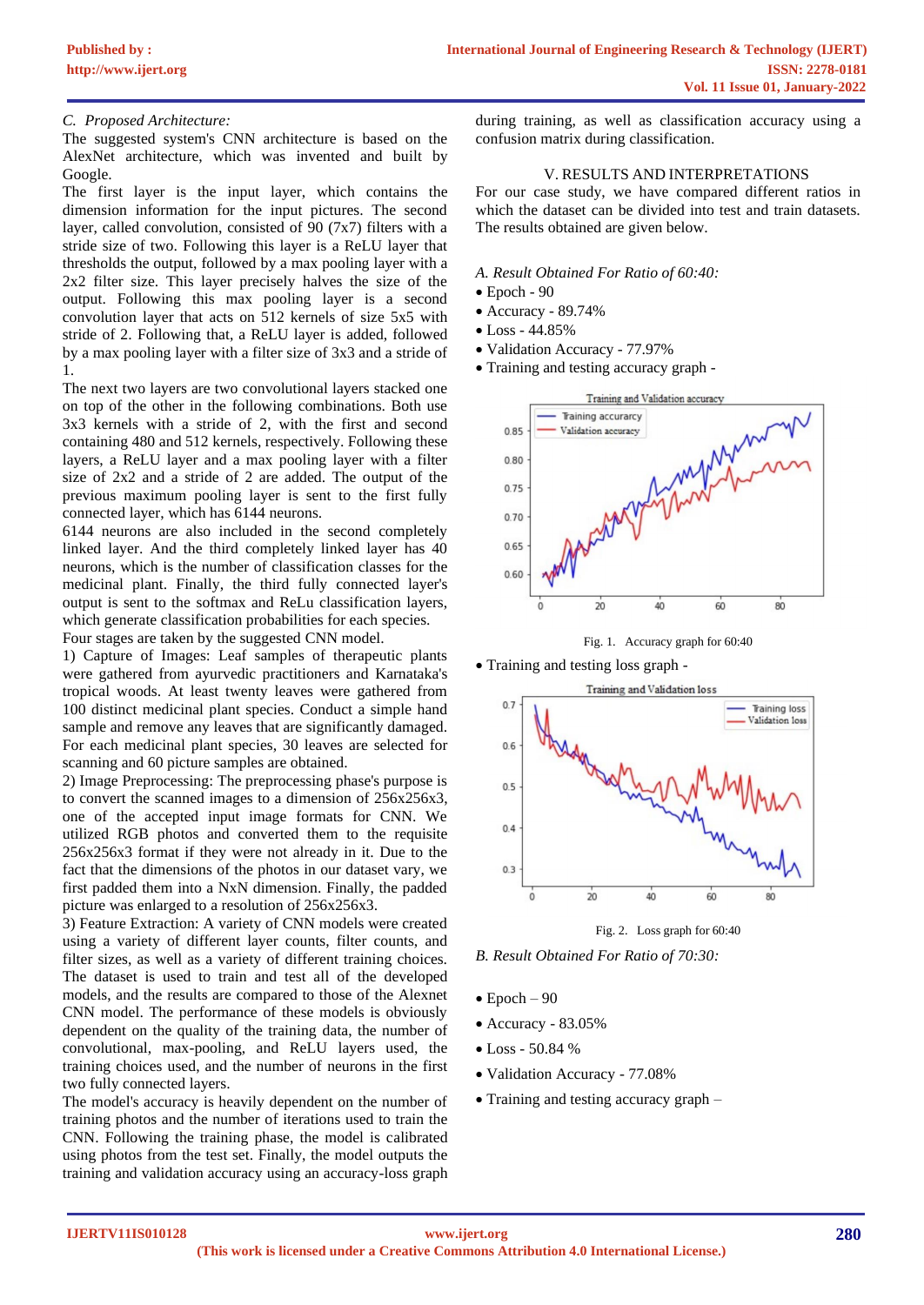### C. *Proposed Architecture:*

The suggested system's CNN architecture is based on the AlexNet architecture, which was invented and built by Google.

The first layer is the input layer, which contains the dimension information for the input pictures. The second layer, called convolution, consisted of 90 (7x7) filters with a stride size of two. Following this layer is a ReLU layer that thresholds the output, followed by a max pooling layer with a 2x2 filter size. This layer precisely halves the size of the output. Following this max pooling layer is a second convolution layer that acts on 512 kernels of size 5x5 with stride of 2. Following that, a ReLU layer is added, followed by a max pooling layer with a filter size of 3x3 and a stride of 1.

The next two layers are two convolutional layers stacked one on top of the other in the following combinations. Both use 3x3 kernels with a stride of 2, with the first and second containing 480 and 512 kernels, respectively. Following these layers, a ReLU layer and a max pooling layer with a filter size of 2x2 and a stride of 2 are added. The output of the previous maximum pooling layer is sent to the first fully connected layer, which has 6144 neurons.

6144 neurons are also included in the second completely linked layer. And the third completely linked layer has 40 neurons, which is the number of classification classes for the medicinal plant. Finally, the third fully connected layer's output is sent to the softmax and ReLu classification layers, which generate classification probabilities for each species.

Four stages are taken by the suggested CNN model.

1) Capture of Images: Leaf samples of therapeutic plants were gathered from ayurvedic practitioners and Karnataka's tropical woods. At least twenty leaves were gathered from 100 distinct medicinal plant species. Conduct a simple hand sample and remove any leaves that are significantly damaged. For each medicinal plant species, 30 leaves are selected for scanning and 60 picture samples are obtained.

2) Image Preprocessing: The preprocessing phase's purpose is to convert the scanned images to a dimension of 256x256x3, one of the accepted input image formats for CNN. We utilized RGB photos and converted them to the requisite 256x256x3 format if they were not already in it. Due to the fact that the dimensions of the photos in our dataset vary, we first padded them into a NxN dimension. Finally, the padded picture was enlarged to a resolution of 256x256x3.

3) Feature Extraction: A variety of CNN models were created using a variety of different layer counts, filter counts, and filter sizes, as well as a variety of different training choices. The dataset is used to train and test all of the developed models, and the results are compared to those of the Alexnet CNN model. The performance of these models is obviously dependent on the quality of the training data, the number of convolutional, max-pooling, and ReLU layers used, the training choices used, and the number of neurons in the first two fully connected layers.

The model's accuracy is heavily dependent on the number of training photos and the number of iterations used to train the CNN. Following the training phase, the model is calibrated using photos from the test set. Finally, the model outputs the training and validation accuracy using an accuracy-loss graph during training, as well as classification accuracy using a confusion matrix during classification.

## V. RESULTS AND INTERPRETATIONS

For our case study, we have compared different ratios in which the dataset can be divided into test and train datasets. The results obtained are given below.

### A. *Result Obtained For Ratio of 60:40:*

- Epoch - 90
- Accuracy - 89.74%
- Loss - 44.85%
- Validation Accuracy - 77.97%
- Training and testing accuracy graph -

Fig. 1. Accuracy graph for 60:40

- Training and testing loss graph -

Fig. 2. Loss graph for 60:40

### B. *Result Obtained For Ratio of 70:30:*

- Epoch – 90
- Accuracy - 83.05%
- Loss - 50.84 %
- Validation Accuracy - 77.08%
- Training and testing accuracy graph –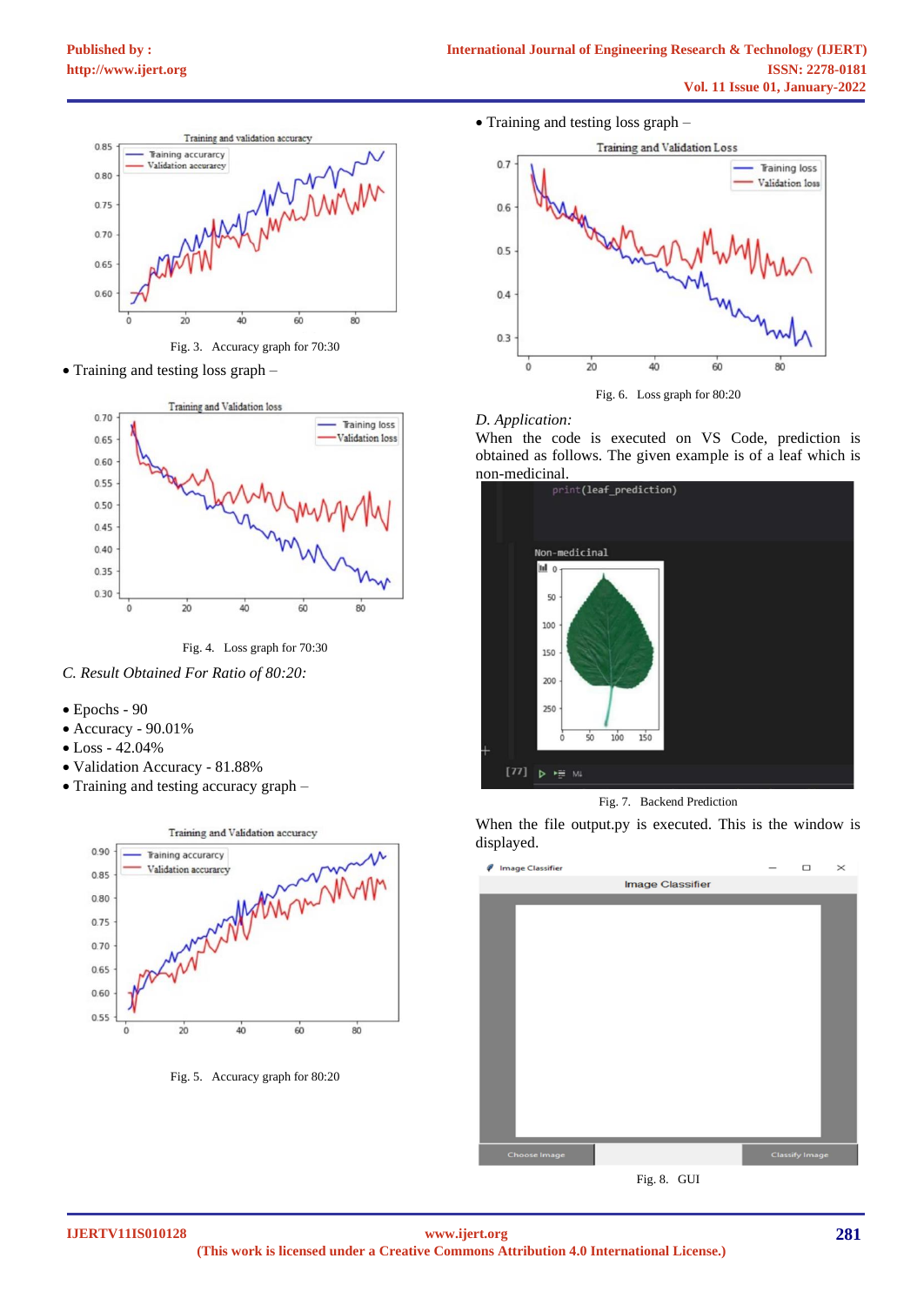Fig. 3. Accuracy graph for 70:30

- Training and testing loss graph –

Fig. 4. Loss graph for 70:30

*C. Result Obtained For Ratio of 80:20:*

- Epochs - 90
- Accuracy - 90.01%
- Loss - 42.04%
- Validation Accuracy - 81.88%
- Training and testing accuracy graph –

Fig. 5. Accuracy graph for 80:20

- Training and testing loss graph –

Fig. 6. Loss graph for 80:20

*D. Application:*

When the code is executed on VS Code, prediction is obtained as follows. The given example is of a leaf which is non-medicinal.

```
print(leaf_prediction)
```

```
Non-medicinal
```

Fig. 7. Backend Prediction

When the file output.py is executed. This is the window is displayed.

Fig. 8. GUI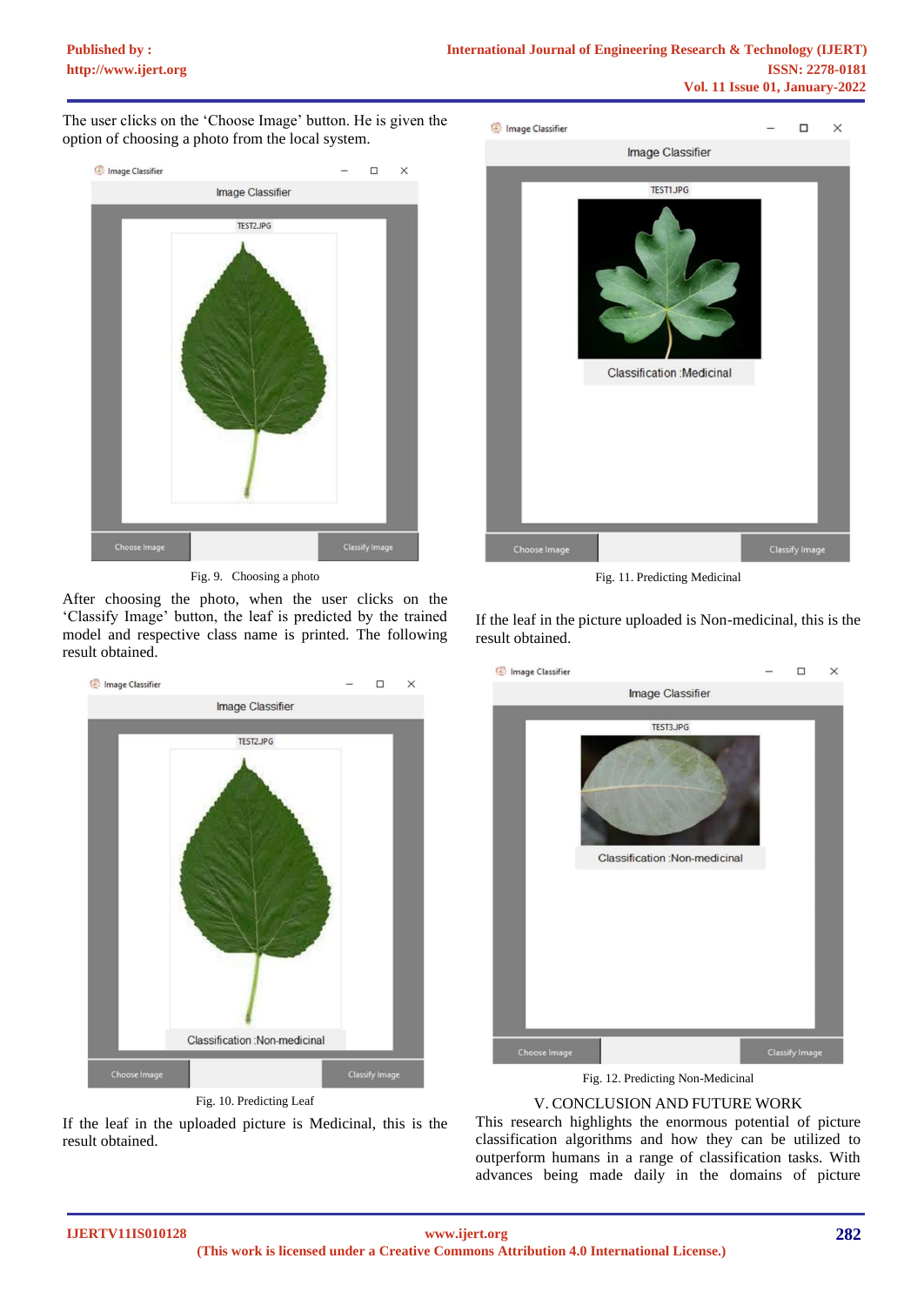The user clicks on the 'Choose Image' button. He is given the option of choosing a photo from the local system.

Fig. 9. Choosing a photo

After choosing the photo, when the user clicks on the 'Classify Image' button, the leaf is predicted by the trained model and respective class name is printed. The following result obtained.

Fig. 10. Predicting Leaf

If the leaf in the uploaded picture is Medicinal, this is the result obtained.

Fig. 11. Predicting Medicinal

If the leaf in the picture uploaded is Non-medicinal, this is the result obtained.

Fig. 12. Predicting Non-Medicinal

## V. CONCLUSION AND FUTURE WORK

This research highlights the enormous potential of picture classification algorithms and how they can be utilized to outperform humans in a range of classification tasks. With advances being made daily in the domains of picture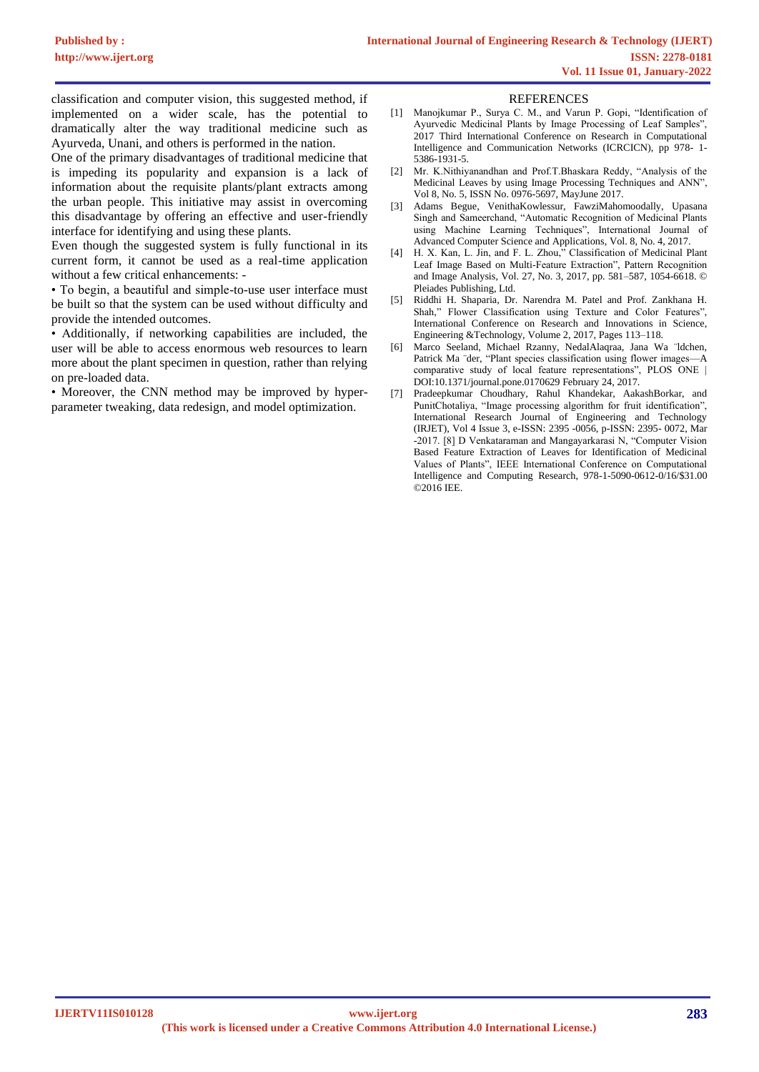classification and computer vision, this suggested method, if implemented on a wider scale, has the potential to dramatically alter the way traditional medicine such as Ayurveda, Unani, and others is performed in the nation.

One of the primary disadvantages of traditional medicine that is impeding its popularity and expansion is a lack of information about the requisite plants/plant extracts among the urban people. This initiative may assist in overcoming this disadvantage by offering an effective and user-friendly interface for identifying and using these plants.

Even though the suggested system is fully functional in its current form, it cannot be used as a real-time application without a few critical enhancements: -

• To begin, a beautiful and simple-to-use user interface must be built so that the system can be used without difficulty and provide the intended outcomes.

• Additionally, if networking capabilities are included, the user will be able to access enormous web resources to learn more about the plant specimen in question, rather than relying on pre-loaded data.

• Moreover, the CNN method may be improved by hyper-parameter tweaking, data redesign, and model optimization.

## REFERENCES

[1] Manojkumar P., Surya C. M., and Varun P. Gopi, "Identification of Ayurvedic Medicinal Plants by Image Processing of Leaf Samples", 2017 Third International Conference on Research in Computational Intelligence and Communication Networks (ICRCICN), pp 978- 1-5386-1931-5.

[2] Mr. K.Nithiyanandhan and Prof.T.Bhaskara Reddy, "Analysis of the Medicinal Leaves by using Image Processing Techniques and ANN", Vol 8, No. 5, ISSN No. 0976-5697, MayJune 2017.

[3] Adams Begue, VenithaKowlessur, FawziMahomoodally, Upasana Singh and Sameerchand, "Automatic Recognition of Medicinal Plants using Machine Learning Techniques", International Journal of Advanced Computer Science and Applications, Vol. 8, No. 4, 2017.

[4] H. X. Kan, L. Jin, and F. L. Zhou," Classification of Medicinal Plant Leaf Image Based on Multi-Feature Extraction", Pattern Recognition and Image Analysis, Vol. 27, No. 3, 2017, pp. 581–587, 1054-6618. © Pleiades Publishing, Ltd.

[5] Riddhi H. Shaparia, Dr. Narendra M. Patel and Prof. Zankhana H. Shah," Flower Classification using Texture and Color Features", International Conference on Research and Innovations in Science, Engineering &Technology, Volume 2, 2017, Pages 113–118.

[6] Marco Seeland, Michael Rzanny, NedalAlaqraa, Jana Wa ̈ldchen, Patrick Ma ̈der, "Plant species classification using flower images—A comparative study of local feature representations", PLOS ONE | DOI:10.1371/journal.pone.0170629 February 24, 2017.

[7] Pradeepkumar Choudhary, Rahul Khandekar, AakashBorkar, and PunitChotaliya, "Image processing algorithm for fruit identification", International Research Journal of Engineering and Technology (IRJET), Vol 4 Issue 3, e-ISSN: 2395 -0056, p-ISSN: 2395- 0072, Mar -2017. [8] D Venkataraman and Mangayarkarasi N, "Computer Vision Based Feature Extraction of Leaves for Identification of Medicinal Values of Plants", IEEE International Conference on Computational Intelligence and Computing Research, 978-1-5090-0612-0/16/$31.00 ©2016 IEE.